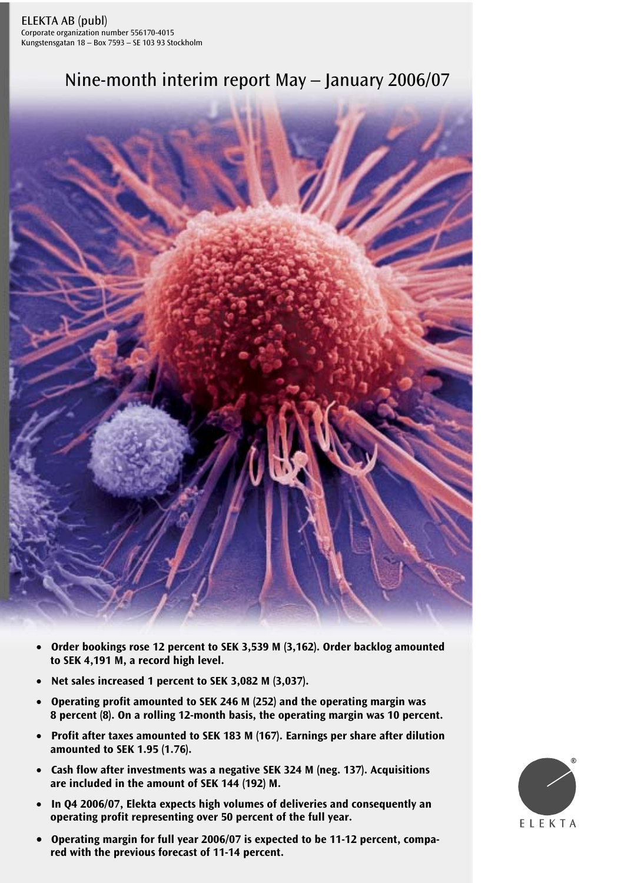ELEKTA AB (publ)
Corporate organization number 556170-4015
Kungstensgatan 18 – Box 7593 – SE 103 93 Stockholm

# Nine-month interim report May – January 2006/07

- **Order bookings rose 12 percent to SEK 3,539 M (3,162). Order backlog amounted to SEK 4,191 M, a record high level.**
- **Net sales increased 1 percent to SEK 3,082 M (3,037).**
- **Operating profit amounted to SEK 246 M (252) and the operating margin was 8 percent (8). On a rolling 12-month basis, the operating margin was 10 percent.**
- **Profit after taxes amounted to SEK 183 M (167). Earnings per share after dilution amounted to SEK 1.95 (1.76).**
- **Cash flow after investments was a negative SEK 324 M (neg. 137). Acquisitions are included in the amount of SEK 144 (192) M.**
- **In Q4 2006/07, Elekta expects high volumes of deliveries and consequently an operating profit representing over 50 percent of the full year.**
- **Operating margin for full year 2006/07 is expected to be 11-12 percent, compared with the previous forecast of 11-14 percent.**

ELEKTA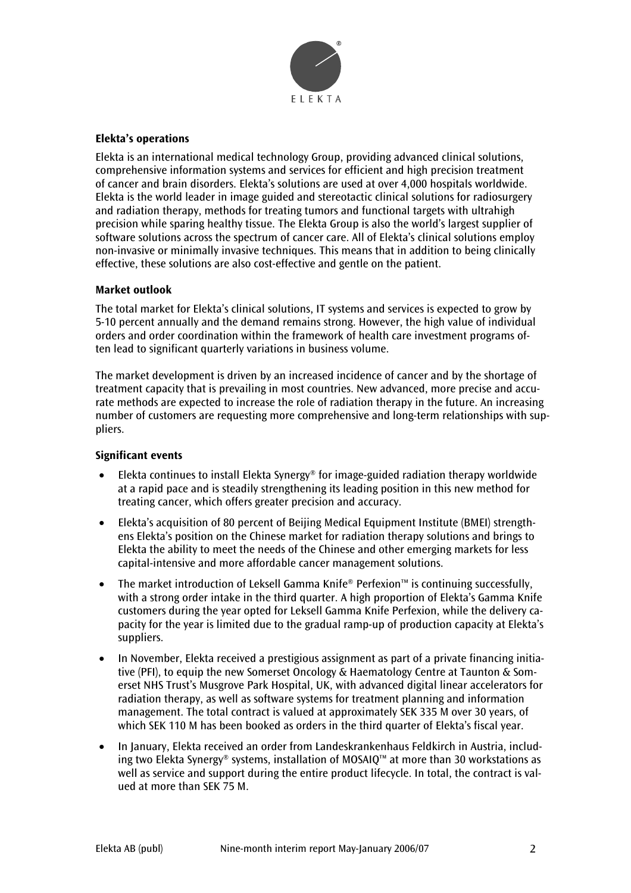## Elekta's operations

Elekta is an international medical technology Group, providing advanced clinical solutions, comprehensive information systems and services for efficient and high precision treatment of cancer and brain disorders. Elekta's solutions are used at over 4,000 hospitals worldwide. Elekta is the world leader in image guided and stereotactic clinical solutions for radiosurgery and radiation therapy, methods for treating tumors and functional targets with ultrahigh precision while sparing healthy tissue. The Elekta Group is also the world's largest supplier of software solutions across the spectrum of cancer care. All of Elekta's clinical solutions employ non-invasive or minimally invasive techniques. This means that in addition to being clinically effective, these solutions are also cost-effective and gentle on the patient.

## Market outlook

The total market for Elekta's clinical solutions, IT systems and services is expected to grow by 5-10 percent annually and the demand remains strong. However, the high value of individual orders and order coordination within the framework of health care investment programs often lead to significant quarterly variations in business volume.

The market development is driven by an increased incidence of cancer and by the shortage of treatment capacity that is prevailing in most countries. New advanced, more precise and accurate methods are expected to increase the role of radiation therapy in the future. An increasing number of customers are requesting more comprehensive and long-term relationships with suppliers.

## Significant events

- Elekta continues to install Elekta Synergy® for image-guided radiation therapy worldwide at a rapid pace and is steadily strengthening its leading position in this new method for treating cancer, which offers greater precision and accuracy.
- Elekta's acquisition of 80 percent of Beijing Medical Equipment Institute (BMEI) strengthens Elekta's position on the Chinese market for radiation therapy solutions and brings to Elekta the ability to meet the needs of the Chinese and other emerging markets for less capital-intensive and more affordable cancer management solutions.
- The market introduction of Leksell Gamma Knife® Perfexion™ is continuing successfully, with a strong order intake in the third quarter. A high proportion of Elekta's Gamma Knife customers during the year opted for Leksell Gamma Knife Perfexion, while the delivery capacity for the year is limited due to the gradual ramp-up of production capacity at Elekta's suppliers.
- In November, Elekta received a prestigious assignment as part of a private financing initiative (PFI), to equip the new Somerset Oncology & Haematology Centre at Taunton & Somerset NHS Trust's Musgrove Park Hospital, UK, with advanced digital linear accelerators for radiation therapy, as well as software systems for treatment planning and information management. The total contract is valued at approximately SEK 335 M over 30 years, of which SEK 110 M has been booked as orders in the third quarter of Elekta's fiscal year.
- In January, Elekta received an order from Landeskrankenhaus Feldkirch in Austria, including two Elekta Synergy® systems, installation of MOSAIQ™ at more than 30 workstations as well as service and support during the entire product lifecycle. In total, the contract is valued at more than SEK 75 M.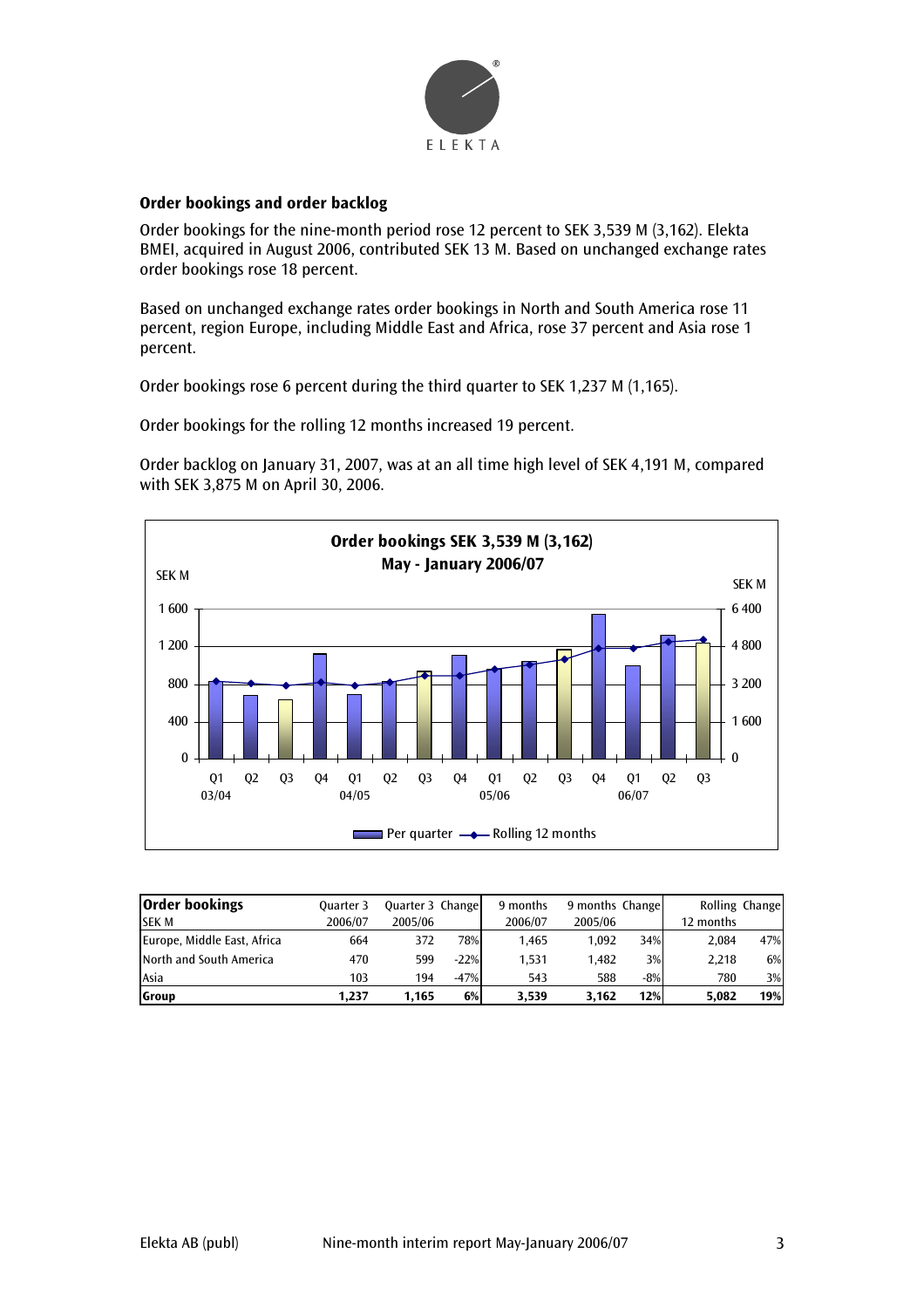## Order bookings and order backlog

Order bookings for the nine-month period rose 12 percent to SEK 3,539 M (3,162). Elekta BMEI, acquired in August 2006, contributed SEK 13 M. Based on unchanged exchange rates order bookings rose 18 percent.

Based on unchanged exchange rates order bookings in North and South America rose 11 percent, region Europe, including Middle East and Africa, rose 37 percent and Asia rose 1 percent.

Order bookings rose 6 percent during the third quarter to SEK 1,237 M (1,165).

Order bookings for the rolling 12 months increased 19 percent.

Order backlog on January 31, 2007, was at an all time high level of SEK 4,191 M, compared with SEK 3,875 M on April 30, 2006.

**Order bookings SEK 3,539 M (3,162)**
**May - January 2006/07**

| Order bookings SEK M | Quarter 3 2006/07 | Quarter 3 2005/06 | Change | 9 months 2006/07 | 9 months 2005/06 | Change | Rolling 12 months | Change |
|---|---|---|---|---|---|---|---|---|
| Europe, Middle East, Africa | 664 | 372 | 78% | 1,465 | 1,092 | 34% | 2,084 | 47% |
| North and South America | 470 | 599 | -22% | 1,531 | 1,482 | 3% | 2,218 | 6% |
| Asia | 103 | 194 | -47% | 543 | 588 | -8% | 780 | 3% |
| **Group** | **1,237** | **1,165** | **6%** | **3,539** | **3,162** | **12%** | **5,082** | **19%** |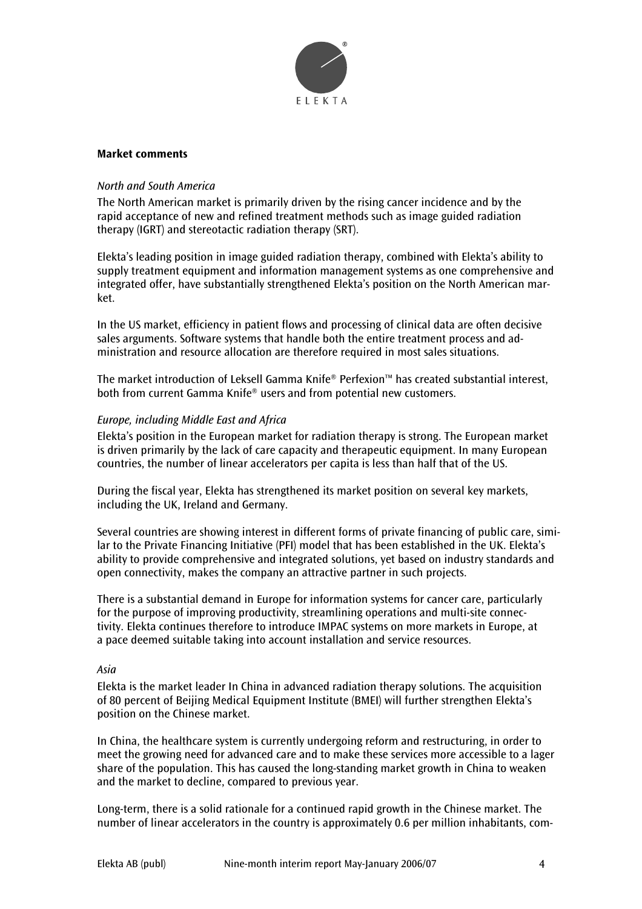**Market comments**

*North and South America*

The North American market is primarily driven by the rising cancer incidence and by the rapid acceptance of new and refined treatment methods such as image guided radiation therapy (IGRT) and stereotactic radiation therapy (SRT).

Elekta's leading position in image guided radiation therapy, combined with Elekta's ability to supply treatment equipment and information management systems as one comprehensive and integrated offer, have substantially strengthened Elekta's position on the North American market.

In the US market, efficiency in patient flows and processing of clinical data are often decisive sales arguments. Software systems that handle both the entire treatment process and administration and resource allocation are therefore required in most sales situations.

The market introduction of Leksell Gamma Knife® Perfexion™ has created substantial interest, both from current Gamma Knife® users and from potential new customers.

*Europe, including Middle East and Africa*

Elekta's position in the European market for radiation therapy is strong. The European market is driven primarily by the lack of care capacity and therapeutic equipment. In many European countries, the number of linear accelerators per capita is less than half that of the US.

During the fiscal year, Elekta has strengthened its market position on several key markets, including the UK, Ireland and Germany.

Several countries are showing interest in different forms of private financing of public care, similar to the Private Financing Initiative (PFI) model that has been established in the UK. Elekta's ability to provide comprehensive and integrated solutions, yet based on industry standards and open connectivity, makes the company an attractive partner in such projects.

There is a substantial demand in Europe for information systems for cancer care, particularly for the purpose of improving productivity, streamlining operations and multi-site connectivity. Elekta continues therefore to introduce IMPAC systems on more markets in Europe, at a pace deemed suitable taking into account installation and service resources.

*Asia*

Elekta is the market leader In China in advanced radiation therapy solutions. The acquisition of 80 percent of Beijing Medical Equipment Institute (BMEI) will further strengthen Elekta's position on the Chinese market.

In China, the healthcare system is currently undergoing reform and restructuring, in order to meet the growing need for advanced care and to make these services more accessible to a lager share of the population. This has caused the long-standing market growth in China to weaken and the market to decline, compared to previous year.

Long-term, there is a solid rationale for a continued rapid growth in the Chinese market. The number of linear accelerators in the country is approximately 0.6 per million inhabitants, com-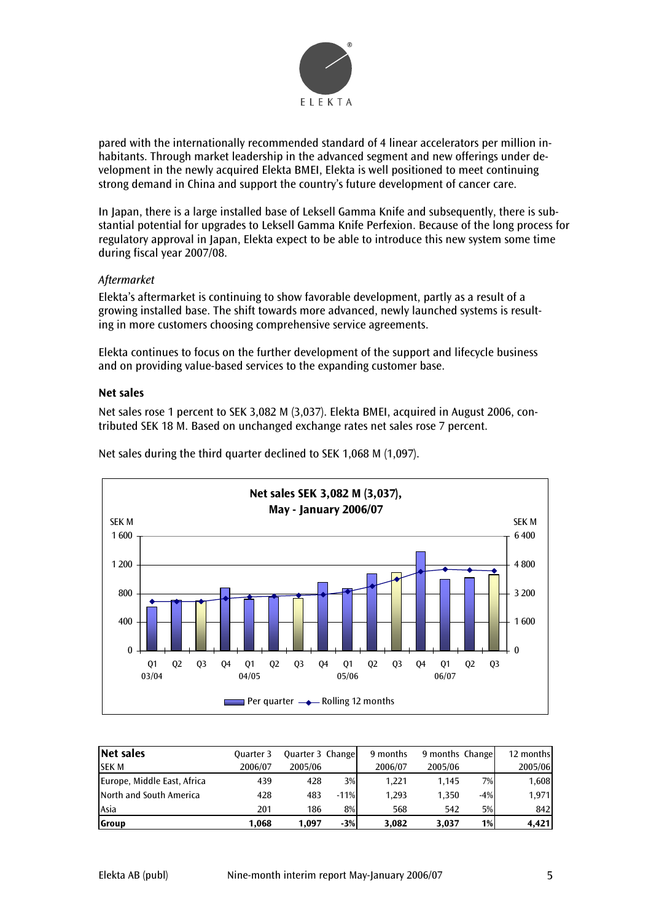pared with the internationally recommended standard of 4 linear accelerators per million inhabitants. Through market leadership in the advanced segment and new offerings under development in the newly acquired Elekta BMEI, Elekta is well positioned to meet continuing strong demand in China and support the country's future development of cancer care.

In Japan, there is a large installed base of Leksell Gamma Knife and subsequently, there is substantial potential for upgrades to Leksell Gamma Knife Perfexion. Because of the long process for regulatory approval in Japan, Elekta expect to be able to introduce this new system some time during fiscal year 2007/08.

*Aftermarket*

Elekta's aftermarket is continuing to show favorable development, partly as a result of a growing installed base. The shift towards more advanced, newly launched systems is resulting in more customers choosing comprehensive service agreements.

Elekta continues to focus on the further development of the support and lifecycle business and on providing value-based services to the expanding customer base.

**Net sales**

Net sales rose 1 percent to SEK 3,082 M (3,037). Elekta BMEI, acquired in August 2006, contributed SEK 18 M. Based on unchanged exchange rates net sales rose 7 percent.

Net sales during the third quarter declined to SEK 1,068 M (1,097).

**Net sales SEK 3,082 M (3,037), May - January 2006/07**

| Net sales SEK M | Quarter 3 2006/07 | Quarter 3 2005/06 | Change | 9 months 2006/07 | 9 months 2005/06 | Change | 12 months 2005/06 |
|---|---|---|---|---|---|---|---|
| Europe, Middle East, Africa | 439 | 428 | 3% | 1,221 | 1,145 | 7% | 1,608 |
| North and South America | 428 | 483 | -11% | 1,293 | 1,350 | -4% | 1,971 |
| Asia | 201 | 186 | 8% | 568 | 542 | 5% | 842 |
| **Group** | **1,068** | **1,097** | **-3%** | **3,082** | **3,037** | **1%** | **4,421** |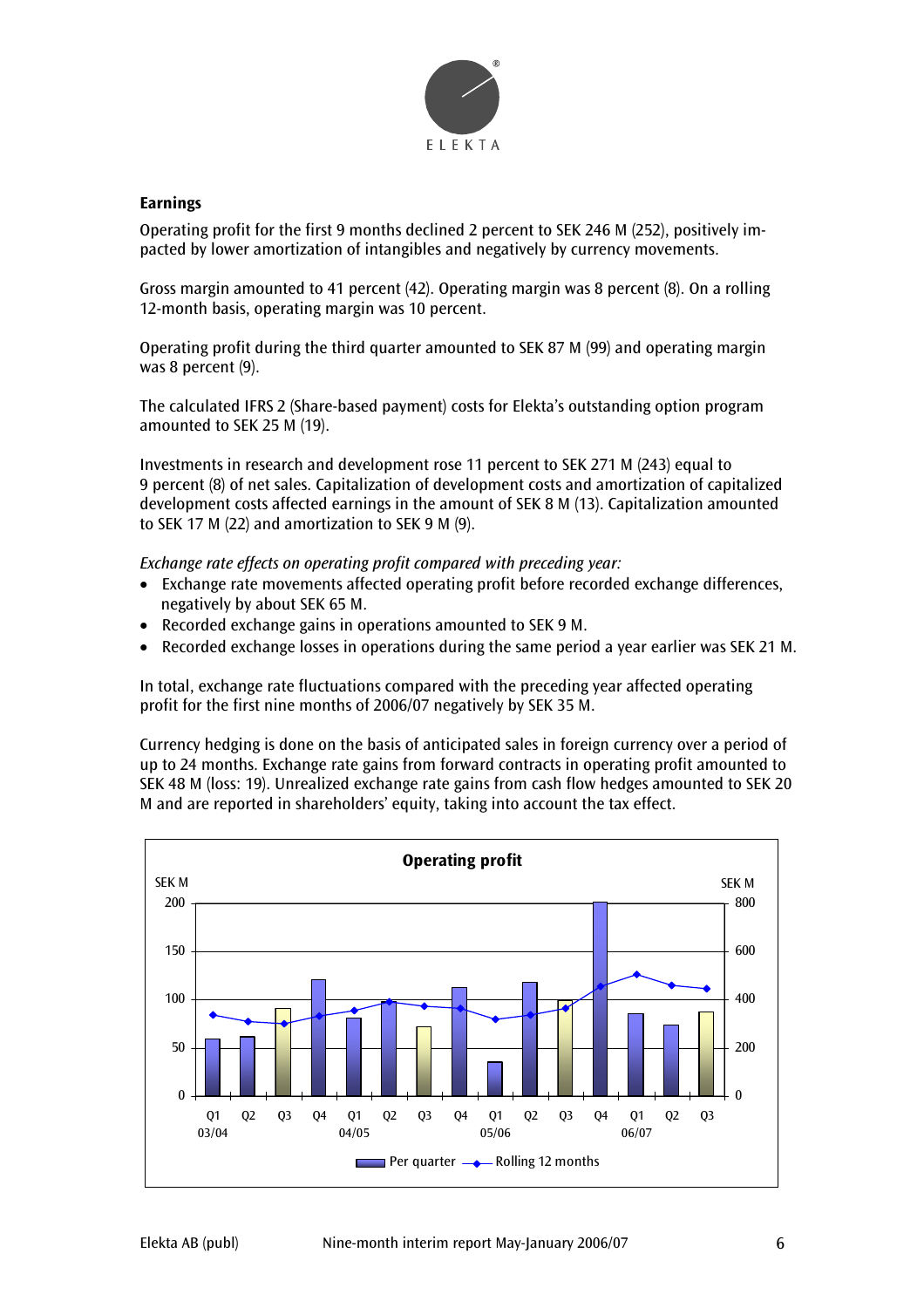## Earnings

Operating profit for the first 9 months declined 2 percent to SEK 246 M (252), positively impacted by lower amortization of intangibles and negatively by currency movements.

Gross margin amounted to 41 percent (42). Operating margin was 8 percent (8). On a rolling 12-month basis, operating margin was 10 percent.

Operating profit during the third quarter amounted to SEK 87 M (99) and operating margin was 8 percent (9).

The calculated IFRS 2 (Share-based payment) costs for Elekta's outstanding option program amounted to SEK 25 M (19).

Investments in research and development rose 11 percent to SEK 271 M (243) equal to 9 percent (8) of net sales. Capitalization of development costs and amortization of capitalized development costs affected earnings in the amount of SEK 8 M (13). Capitalization amounted to SEK 17 M (22) and amortization to SEK 9 M (9).

*Exchange rate effects on operating profit compared with preceding year:*

- Exchange rate movements affected operating profit before recorded exchange differences, negatively by about SEK 65 M.
- Recorded exchange gains in operations amounted to SEK 9 M.
- Recorded exchange losses in operations during the same period a year earlier was SEK 21 M.

In total, exchange rate fluctuations compared with the preceding year affected operating profit for the first nine months of 2006/07 negatively by SEK 35 M.

Currency hedging is done on the basis of anticipated sales in foreign currency over a period of up to 24 months. Exchange rate gains from forward contracts in operating profit amounted to SEK 48 M (loss: 19). Unrealized exchange rate gains from cash flow hedges amounted to SEK 20 M and are reported in shareholders' equity, taking into account the tax effect.

**Operating profit**

SEK M (left axis: Per quarter, 0–200); SEK M (right axis: Rolling 12 months, 0–800)

Quarters: Q1–Q4 03/04, Q1–Q4 04/05, Q1–Q4 05/06, Q1–Q3 06/07

Legend: Per quarter — Rolling 12 months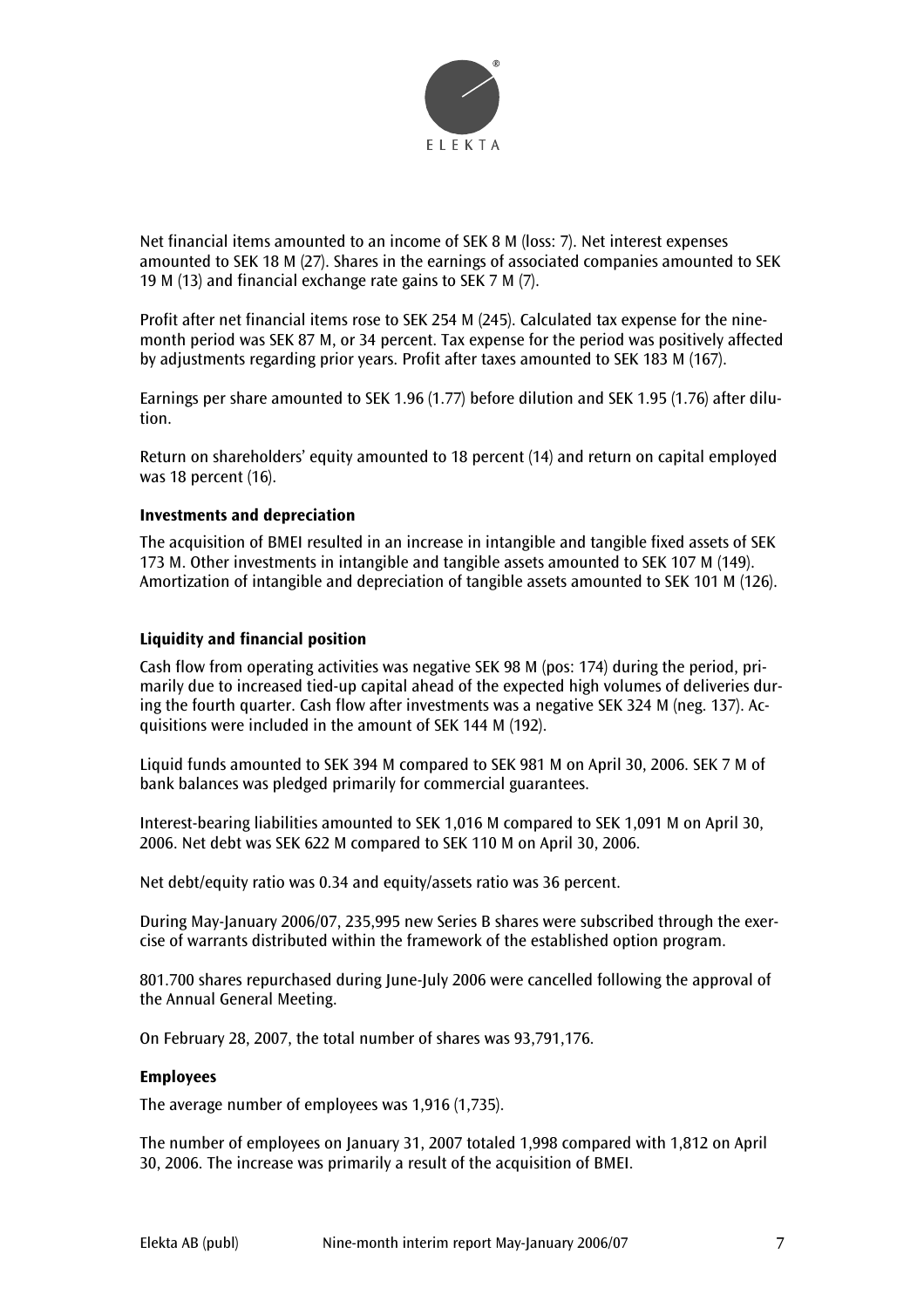Net financial items amounted to an income of SEK 8 M (loss: 7). Net interest expenses amounted to SEK 18 M (27). Shares in the earnings of associated companies amounted to SEK 19 M (13) and financial exchange rate gains to SEK 7 M (7).

Profit after net financial items rose to SEK 254 M (245). Calculated tax expense for the nine-month period was SEK 87 M, or 34 percent. Tax expense for the period was positively affected by adjustments regarding prior years. Profit after taxes amounted to SEK 183 M (167).

Earnings per share amounted to SEK 1.96 (1.77) before dilution and SEK 1.95 (1.76) after dilution.

Return on shareholders' equity amounted to 18 percent (14) and return on capital employed was 18 percent (16).

**Investments and depreciation**

The acquisition of BMEI resulted in an increase in intangible and tangible fixed assets of SEK 173 M. Other investments in intangible and tangible assets amounted to SEK 107 M (149). Amortization of intangible and depreciation of tangible assets amounted to SEK 101 M (126).

**Liquidity and financial position**

Cash flow from operating activities was negative SEK 98 M (pos: 174) during the period, primarily due to increased tied-up capital ahead of the expected high volumes of deliveries during the fourth quarter. Cash flow after investments was a negative SEK 324 M (neg. 137). Acquisitions were included in the amount of SEK 144 M (192).

Liquid funds amounted to SEK 394 M compared to SEK 981 M on April 30, 2006. SEK 7 M of bank balances was pledged primarily for commercial guarantees.

Interest-bearing liabilities amounted to SEK 1,016 M compared to SEK 1,091 M on April 30, 2006. Net debt was SEK 622 M compared to SEK 110 M on April 30, 2006.

Net debt/equity ratio was 0.34 and equity/assets ratio was 36 percent.

During May-January 2006/07, 235,995 new Series B shares were subscribed through the exercise of warrants distributed within the framework of the established option program.

801.700 shares repurchased during June-July 2006 were cancelled following the approval of the Annual General Meeting.

On February 28, 2007, the total number of shares was 93,791,176.

**Employees**

The average number of employees was 1,916 (1,735).

The number of employees on January 31, 2007 totaled 1,998 compared with 1,812 on April 30, 2006. The increase was primarily a result of the acquisition of BMEI.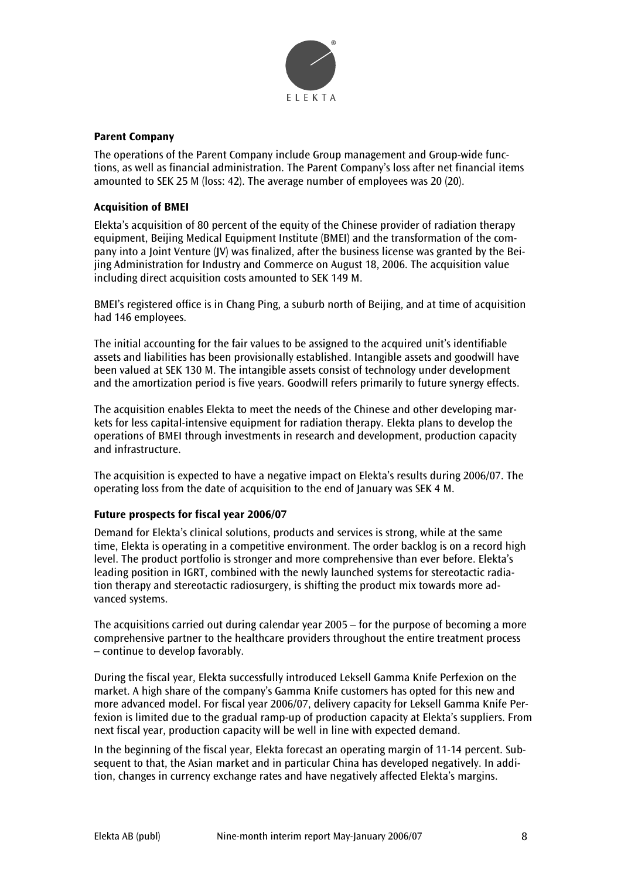**Parent Company**

The operations of the Parent Company include Group management and Group-wide functions, as well as financial administration. The Parent Company's loss after net financial items amounted to SEK 25 M (loss: 42). The average number of employees was 20 (20).

**Acquisition of BMEI**

Elekta's acquisition of 80 percent of the equity of the Chinese provider of radiation therapy equipment, Beijing Medical Equipment Institute (BMEI) and the transformation of the company into a Joint Venture (JV) was finalized, after the business license was granted by the Beijing Administration for Industry and Commerce on August 18, 2006. The acquisition value including direct acquisition costs amounted to SEK 149 M.

BMEI's registered office is in Chang Ping, a suburb north of Beijing, and at time of acquisition had 146 employees.

The initial accounting for the fair values to be assigned to the acquired unit's identifiable assets and liabilities has been provisionally established. Intangible assets and goodwill have been valued at SEK 130 M. The intangible assets consist of technology under development and the amortization period is five years. Goodwill refers primarily to future synergy effects.

The acquisition enables Elekta to meet the needs of the Chinese and other developing markets for less capital-intensive equipment for radiation therapy. Elekta plans to develop the operations of BMEI through investments in research and development, production capacity and infrastructure.

The acquisition is expected to have a negative impact on Elekta's results during 2006/07. The operating loss from the date of acquisition to the end of January was SEK 4 M.

**Future prospects for fiscal year 2006/07**

Demand for Elekta's clinical solutions, products and services is strong, while at the same time, Elekta is operating in a competitive environment. The order backlog is on a record high level. The product portfolio is stronger and more comprehensive than ever before. Elekta's leading position in IGRT, combined with the newly launched systems for stereotactic radiation therapy and stereotactic radiosurgery, is shifting the product mix towards more advanced systems.

The acquisitions carried out during calendar year 2005 – for the purpose of becoming a more comprehensive partner to the healthcare providers throughout the entire treatment process – continue to develop favorably.

During the fiscal year, Elekta successfully introduced Leksell Gamma Knife Perfexion on the market. A high share of the company's Gamma Knife customers has opted for this new and more advanced model. For fiscal year 2006/07, delivery capacity for Leksell Gamma Knife Perfexion is limited due to the gradual ramp-up of production capacity at Elekta's suppliers. From next fiscal year, production capacity will be well in line with expected demand.

In the beginning of the fiscal year, Elekta forecast an operating margin of 11-14 percent. Subsequent to that, the Asian market and in particular China has developed negatively. In addition, changes in currency exchange rates and have negatively affected Elekta's margins.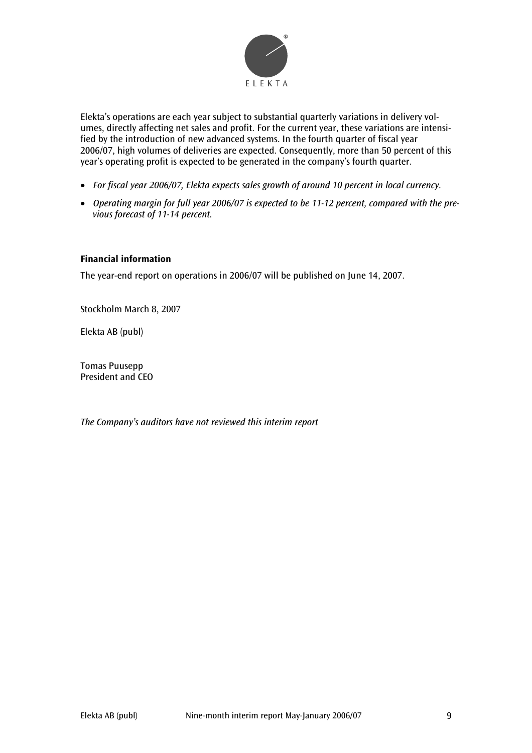Elekta's operations are each year subject to substantial quarterly variations in delivery volumes, directly affecting net sales and profit. For the current year, these variations are intensified by the introduction of new advanced systems. In the fourth quarter of fiscal year 2006/07, high volumes of deliveries are expected. Consequently, more than 50 percent of this year's operating profit is expected to be generated in the company's fourth quarter.

- *For fiscal year 2006/07, Elekta expects sales growth of around 10 percent in local currency.*
- *Operating margin for full year 2006/07 is expected to be 11-12 percent, compared with the previous forecast of 11-14 percent.*

**Financial information**

The year-end report on operations in 2006/07 will be published on June 14, 2007.

Stockholm March 8, 2007

Elekta AB (publ)

Tomas Puusepp
President and CEO

*The Company's auditors have not reviewed this interim report*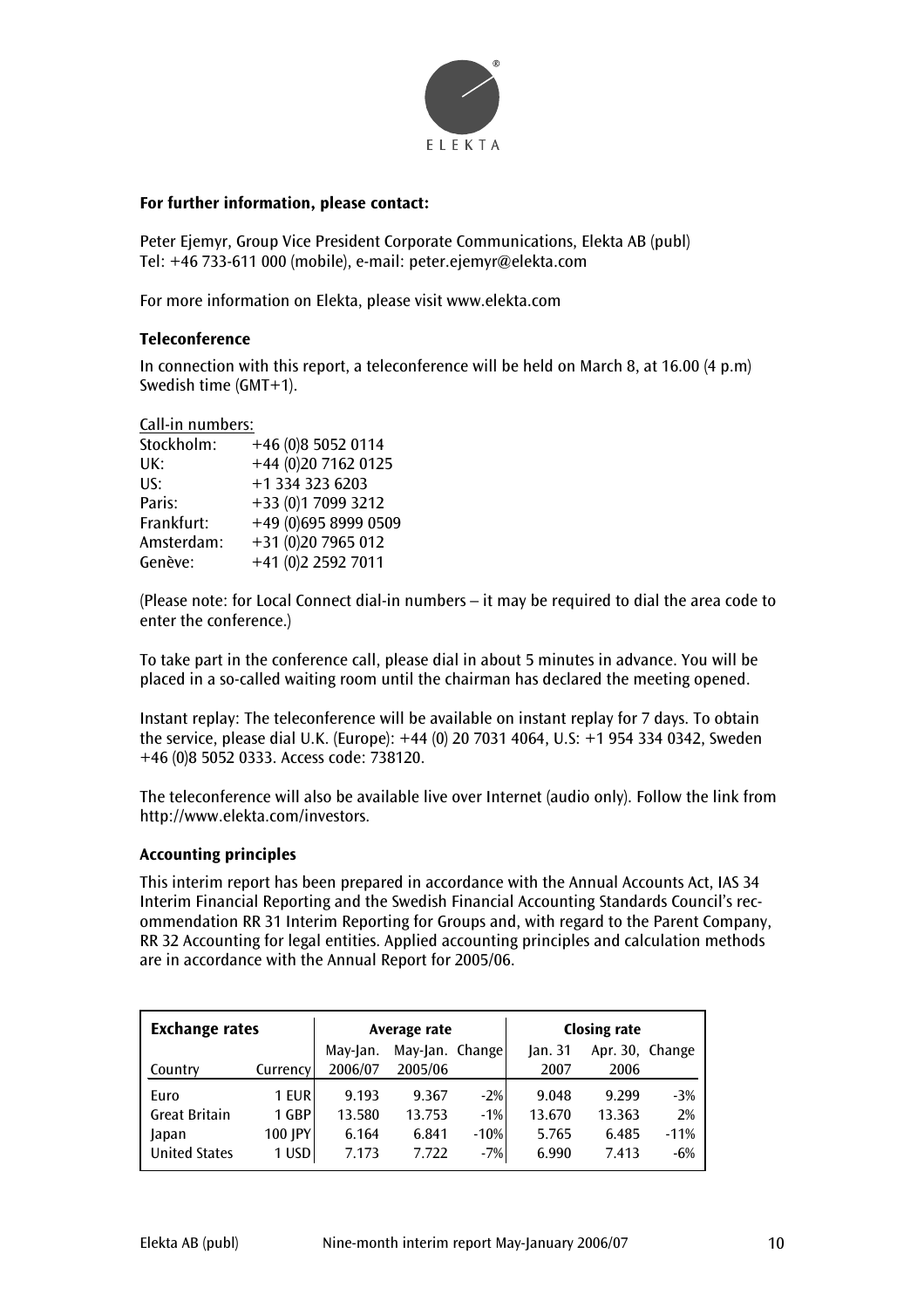**For further information, please contact:**

Peter Ejemyr, Group Vice President Corporate Communications, Elekta AB (publ)
Tel: +46 733-611 000 (mobile), e-mail: peter.ejemyr@elekta.com

For more information on Elekta, please visit www.elekta.com

**Teleconference**

In connection with this report, a teleconference will be held on March 8, at 16.00 (4 p.m) Swedish time (GMT+1).

Call-in numbers:

| | |
|---|---|
| Stockholm: | +46 (0)8 5052 0114 |
| UK: | +44 (0)20 7162 0125 |
| US: | +1 334 323 6203 |
| Paris: | +33 (0)1 7099 3212 |
| Frankfurt: | +49 (0)695 8999 0509 |
| Amsterdam: | +31 (0)20 7965 012 |
| Genève: | +41 (0)2 2592 7011 |

(Please note: for Local Connect dial-in numbers – it may be required to dial the area code to enter the conference.)

To take part in the conference call, please dial in about 5 minutes in advance. You will be placed in a so-called waiting room until the chairman has declared the meeting opened.

Instant replay: The teleconference will be available on instant replay for 7 days. To obtain the service, please dial U.K. (Europe): +44 (0) 20 7031 4064, U.S: +1 954 334 0342, Sweden +46 (0)8 5052 0333. Access code: 738120.

The teleconference will also be available live over Internet (audio only). Follow the link from http://www.elekta.com/investors.

**Accounting principles**

This interim report has been prepared in accordance with the Annual Accounts Act, IAS 34 Interim Financial Reporting and the Swedish Financial Accounting Standards Council's recommendation RR 31 Interim Reporting for Groups and, with regard to the Parent Company, RR 32 Accounting for legal entities. Applied accounting principles and calculation methods are in accordance with the Annual Report for 2005/06.

| **Exchange rates** | | Average rate | | | Closing rate | | |
|---|---|---|---|---|---|---|---|
| Country | Currency | May-Jan. 2006/07 | May-Jan. 2005/06 | Change | Jan. 31 2007 | Apr. 30, 2006 | Change |
| Euro | 1 EUR | 9.193 | 9.367 | -2% | 9.048 | 9.299 | -3% |
| Great Britain | 1 GBP | 13.580 | 13.753 | -1% | 13.670 | 13.363 | 2% |
| Japan | 100 JPY | 6.164 | 6.841 | -10% | 5.765 | 6.485 | -11% |
| United States | 1 USD | 7.173 | 7.722 | -7% | 6.990 | 7.413 | -6% |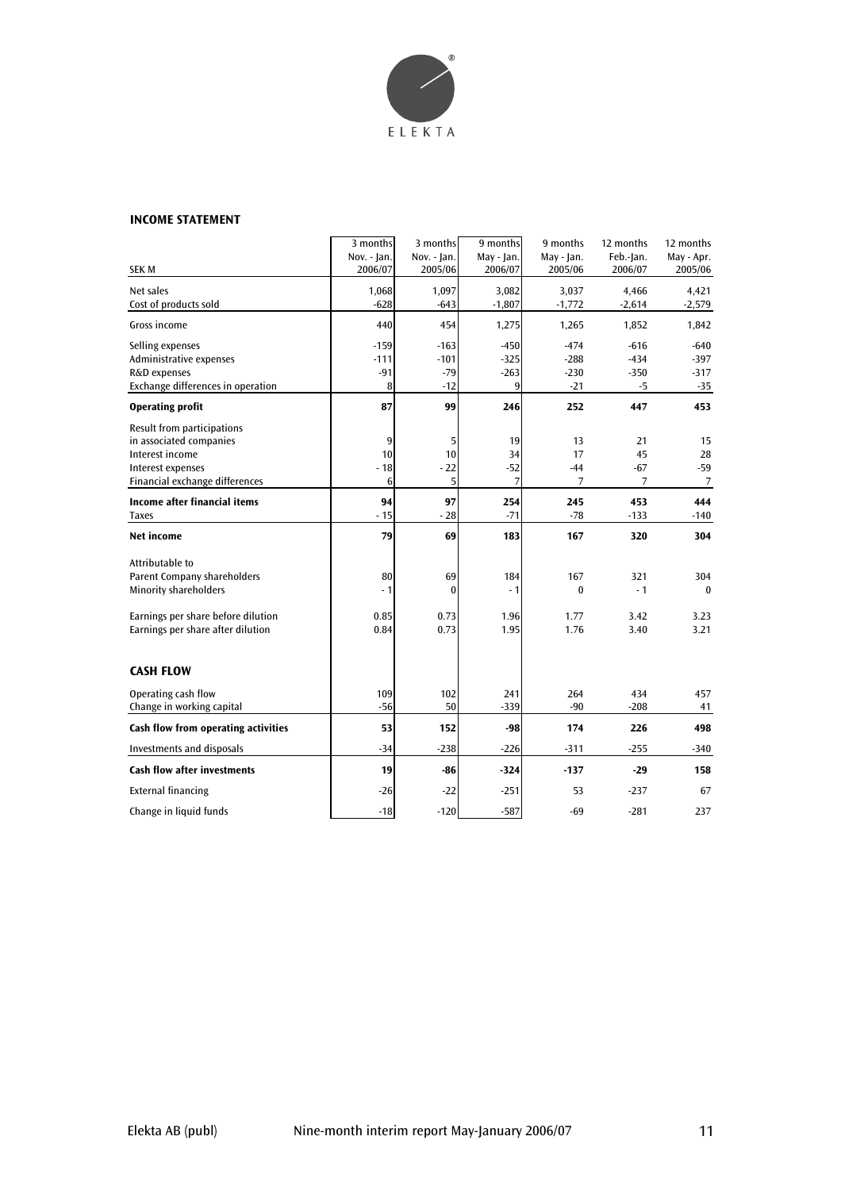ELEKTA

## INCOME STATEMENT

| SEK M | 3 months Nov. - Jan. 2006/07 | 3 months Nov. - Jan. 2005/06 | 9 months May - Jan. 2006/07 | 9 months May - Jan. 2005/06 | 12 months Feb.-Jan. 2006/07 | 12 months May - Apr. 2005/06 |
|---|---|---|---|---|---|---|
| Net sales | 1,068 | 1,097 | 3,082 | 3,037 | 4,466 | 4,421 |
| Cost of products sold | -628 | -643 | -1,807 | -1,772 | -2,614 | -2,579 |
| Gross income | 440 | 454 | 1,275 | 1,265 | 1,852 | 1,842 |
| Selling expenses | -159 | -163 | -450 | -474 | -616 | -640 |
| Administrative expenses | -111 | -101 | -325 | -288 | -434 | -397 |
| R&D expenses | -91 | -79 | -263 | -230 | -350 | -317 |
| Exchange differences in operation | 8 | -12 | 9 | -21 | -5 | -35 |
| **Operating profit** | **87** | **99** | **246** | **252** | **447** | **453** |
| Result from participations in associated companies | 9 | 5 | 19 | 13 | 21 | 15 |
| Interest income | 10 | 10 | 34 | 17 | 45 | 28 |
| Interest expenses | - 18 | - 22 | -52 | -44 | -67 | -59 |
| Financial exchange differences | 6 | 5 | 7 | 7 | 7 | 7 |
| **Income after financial items** | **94** | **97** | **254** | **245** | **453** | **444** |
| Taxes | - 15 | - 28 | -71 | -78 | -133 | -140 |
| **Net income** | **79** | **69** | **183** | **167** | **320** | **304** |
| Attributable to | | | | | | |
| Parent Company shareholders | 80 | 69 | 184 | 167 | 321 | 304 |
| Minority shareholders | - 1 | 0 | - 1 | 0 | - 1 | 0 |
| Earnings per share before dilution | 0.85 | 0.73 | 1.96 | 1.77 | 3.42 | 3.23 |
| Earnings per share after dilution | 0.84 | 0.73 | 1.95 | 1.76 | 3.40 | 3.21 |

## CASH FLOW

| SEK M | 3 months Nov. - Jan. 2006/07 | 3 months Nov. - Jan. 2005/06 | 9 months May - Jan. 2006/07 | 9 months May - Jan. 2005/06 | 12 months Feb.-Jan. 2006/07 | 12 months May - Apr. 2005/06 |
|---|---|---|---|---|---|---|
| Operating cash flow | 109 | 102 | 241 | 264 | 434 | 457 |
| Change in working capital | -56 | 50 | -339 | -90 | -208 | 41 |
| **Cash flow from operating activities** | **53** | **152** | **-98** | **174** | **226** | **498** |
| Investments and disposals | -34 | -238 | -226 | -311 | -255 | -340 |
| **Cash flow after investments** | **19** | **-86** | **-324** | **-137** | **-29** | **158** |
| External financing | -26 | -22 | -251 | 53 | -237 | 67 |
| Change in liquid funds | -18 | -120 | -587 | -69 | -281 | 237 |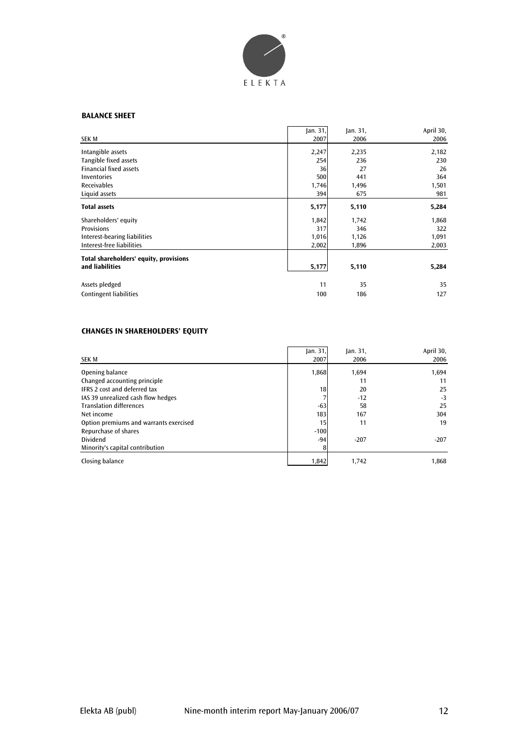## BALANCE SHEET

| SEK M | Jan. 31, 2007 | Jan. 31, 2006 | April 30, 2006 |
|---|---|---|---|
| Intangible assets | 2,247 | 2,235 | 2,182 |
| Tangible fixed assets | 254 | 236 | 230 |
| Financial fixed assets | 36 | 27 | 26 |
| Inventories | 500 | 441 | 364 |
| Receivables | 1,746 | 1,496 | 1,501 |
| Liquid assets | 394 | 675 | 981 |
| **Total assets** | **5,177** | **5,110** | **5,284** |
| Shareholders' equity | 1,842 | 1,742 | 1,868 |
| Provisions | 317 | 346 | 322 |
| Interest-bearing liabilities | 1,016 | 1,126 | 1,091 |
| Interest-free liabilities | 2,002 | 1,896 | 2,003 |
| **Total shareholders' equity, provisions and liabilities** | **5,177** | **5,110** | **5,284** |
| Assets pledged | 11 | 35 | 35 |
| Contingent liabilities | 100 | 186 | 127 |

## CHANGES IN SHAREHOLDERS' EQUITY

| SEK M | Jan. 31, 2007 | Jan. 31, 2006 | April 30, 2006 |
|---|---|---|---|
| Opening balance | 1,868 | 1,694 | 1,694 |
| Changed accounting principle | | 11 | 11 |
| IFRS 2 cost and deferred tax | 18 | 20 | 25 |
| IAS 39 unrealized cash flow hedges | 7 | -12 | -3 |
| Translation differences | -63 | 58 | 25 |
| Net income | 183 | 167 | 304 |
| Option premiums and warrants exercised | 15 | 11 | 19 |
| Repurchase of shares | -100 | | |
| Dividend | -94 | -207 | -207 |
| Minority's capital contribution | 8 | | |
| Closing balance | 1,842 | 1,742 | 1,868 |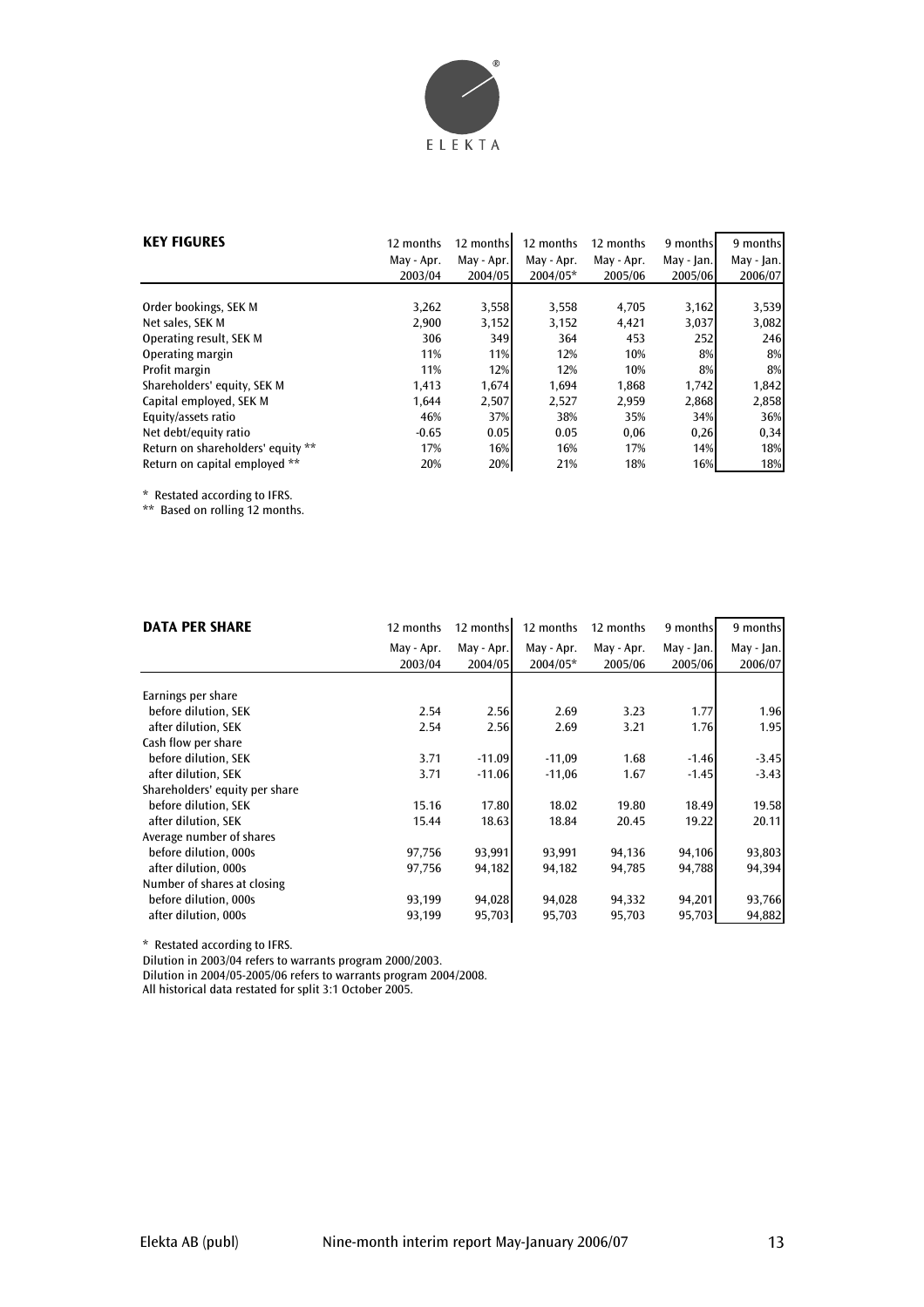ELEKTA

| KEY FIGURES | 12 months May - Apr. 2003/04 | 12 months May - Apr. 2004/05 | 12 months May - Apr. 2004/05* | 12 months May - Apr. 2005/06 | 9 months May - Jan. 2005/06 | 9 months May - Jan. 2006/07 |
|---|---|---|---|---|---|---|
| Order bookings, SEK M | 3,262 | 3,558 | 3,558 | 4,705 | 3,162 | 3,539 |
| Net sales, SEK M | 2,900 | 3,152 | 3,152 | 4,421 | 3,037 | 3,082 |
| Operating result, SEK M | 306 | 349 | 364 | 453 | 252 | 246 |
| Operating margin | 11% | 11% | 12% | 10% | 8% | 8% |
| Profit margin | 11% | 12% | 12% | 10% | 8% | 8% |
| Shareholders' equity, SEK M | 1,413 | 1,674 | 1,694 | 1,868 | 1,742 | 1,842 |
| Capital employed, SEK M | 1,644 | 2,507 | 2,527 | 2,959 | 2,868 | 2,858 |
| Equity/assets ratio | 46% | 37% | 38% | 35% | 34% | 36% |
| Net debt/equity ratio | -0.65 | 0.05 | 0.05 | 0,06 | 0,26 | 0,34 |
| Return on shareholders' equity ** | 17% | 16% | 16% | 17% | 14% | 18% |
| Return on capital employed ** | 20% | 20% | 21% | 18% | 16% | 18% |

\* Restated according to IFRS.
\*\* Based on rolling 12 months.

| DATA PER SHARE | 12 months May - Apr. 2003/04 | 12 months May - Apr. 2004/05 | 12 months May - Apr. 2004/05* | 12 months May - Apr. 2005/06 | 9 months May - Jan. 2005/06 | 9 months May - Jan. 2006/07 |
|---|---|---|---|---|---|---|
| Earnings per share | | | | | | |
| before dilution, SEK | 2.54 | 2.56 | 2.69 | 3.23 | 1.77 | 1.96 |
| after dilution, SEK | 2.54 | 2.56 | 2.69 | 3.21 | 1.76 | 1.95 |
| Cash flow per share | | | | | | |
| before dilution, SEK | 3.71 | -11.09 | -11,09 | 1.68 | -1.46 | -3.45 |
| after dilution, SEK | 3.71 | -11.06 | -11,06 | 1.67 | -1.45 | -3.43 |
| Shareholders' equity per share | | | | | | |
| before dilution, SEK | 15.16 | 17.80 | 18.02 | 19.80 | 18.49 | 19.58 |
| after dilution, SEK | 15.44 | 18.63 | 18.84 | 20.45 | 19.22 | 20.11 |
| Average number of shares | | | | | | |
| before dilution, 000s | 97,756 | 93,991 | 93,991 | 94,136 | 94,106 | 93,803 |
| after dilution, 000s | 97,756 | 94,182 | 94,182 | 94,785 | 94,788 | 94,394 |
| Number of shares at closing | | | | | | |
| before dilution, 000s | 93,199 | 94,028 | 94,028 | 94,332 | 94,201 | 93,766 |
| after dilution, 000s | 93,199 | 95,703 | 95,703 | 95,703 | 95,703 | 94,882 |

\* Restated according to IFRS.
Dilution in 2003/04 refers to warrants program 2000/2003.
Dilution in 2004/05-2005/06 refers to warrants program 2004/2008.
All historical data restated for split 3:1 October 2005.